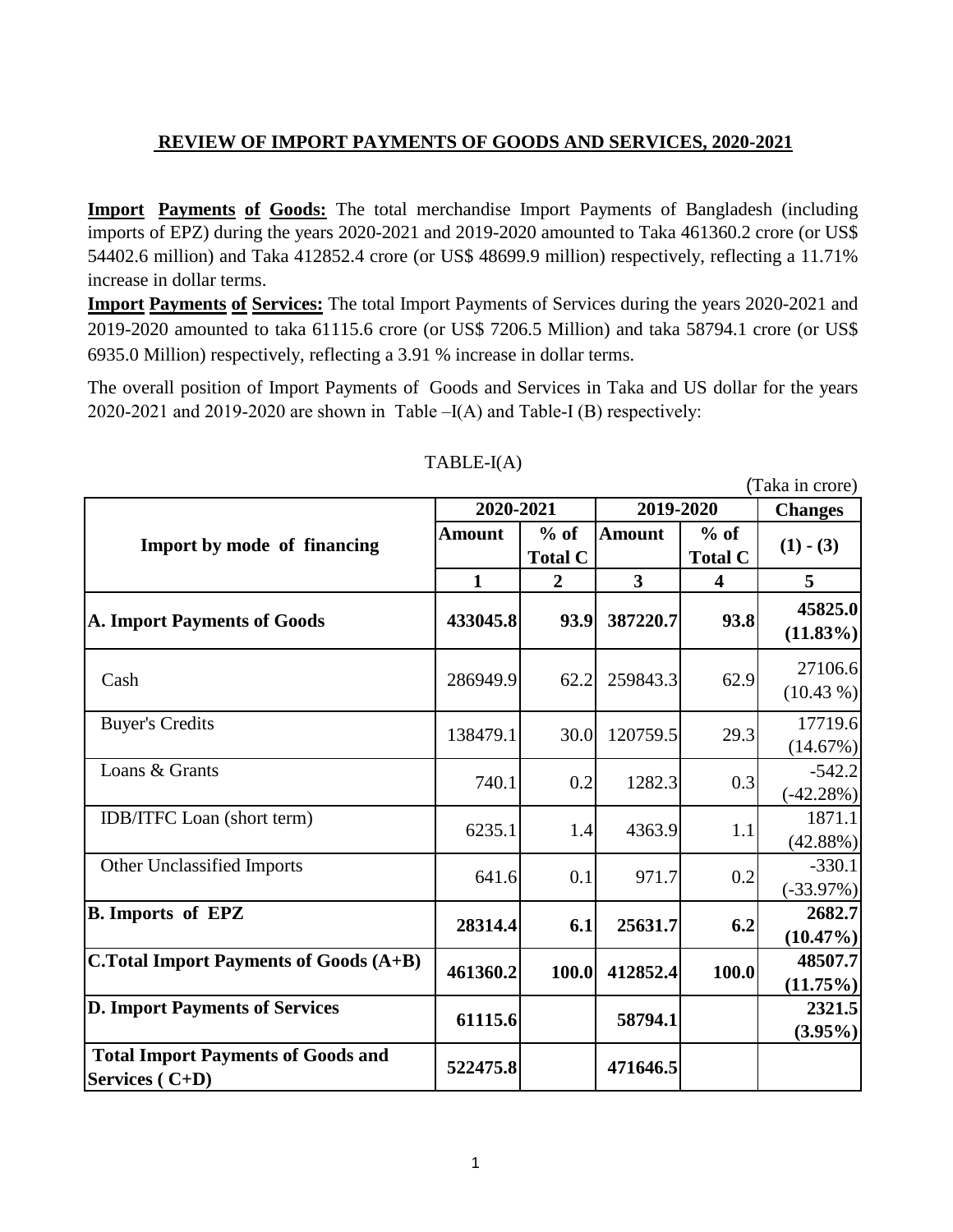## REVIEW OF IMPORT PAYMENTS OF GOODS AND SERVICES, 2020-2021

**Import Payments of Goods:** The total merchandise Import Payments of Bangladesh (including imports of EPZ) during the years 2020-2021 and 2019-2020 amounted to Taka 461360.2 crore (or US$ 54402.6 million) and Taka 412852.4 crore (or US$ 48699.9 million) respectively, reflecting a 11.71% increase in dollar terms.

**Import Payments of Services:** The total Import Payments of Services during the years 2020-2021 and 2019-2020 amounted to taka 61115.6 crore (or US$ 7206.5 Million) and taka 58794.1 crore (or US$ 6935.0 Million) respectively, reflecting a 3.91 % increase in dollar terms.

The overall position of Import Payments of Goods and Services in Taka and US dollar for the years 2020-2021 and 2019-2020 are shown in Table –I(A) and Table-I (B) respectively:

TABLE-I(A)

(Taka in crore)

| Import by mode of financing | 2020-2021 | | 2019-2020 | | Changes |
|---|---|---|---|---|---|
| | Amount | % of Total C | Amount | % of Total C | (1) - (3) |
| | 1 | 2 | 3 | 4 | 5 |
| **A. Import Payments of Goods** | **433045.8** | **93.9** | **387220.7** | **93.8** | **45825.0 (11.83%)** |
| Cash | 286949.9 | 62.2 | 259843.3 | 62.9 | 27106.6 (10.43 %) |
| Buyer's Credits | 138479.1 | 30.0 | 120759.5 | 29.3 | 17719.6 (14.67%) |
| Loans & Grants | 740.1 | 0.2 | 1282.3 | 0.3 | -542.2 (-42.28%) |
| IDB/ITFC Loan (short term) | 6235.1 | 1.4 | 4363.9 | 1.1 | 1871.1 (42.88%) |
| Other Unclassified Imports | 641.6 | 0.1 | 971.7 | 0.2 | -330.1 (-33.97%) |
| **B. Imports of EPZ** | **28314.4** | **6.1** | **25631.7** | **6.2** | **2682.7 (10.47%)** |
| **C.Total Import Payments of Goods (A+B)** | **461360.2** | **100.0** | **412852.4** | **100.0** | **48507.7 (11.75%)** |
| **D. Import Payments of Services** | **61115.6** | | **58794.1** | | **2321.5 (3.95%)** |
| **Total Import Payments of Goods and Services ( C+D)** | **522475.8** | | **471646.5** | | |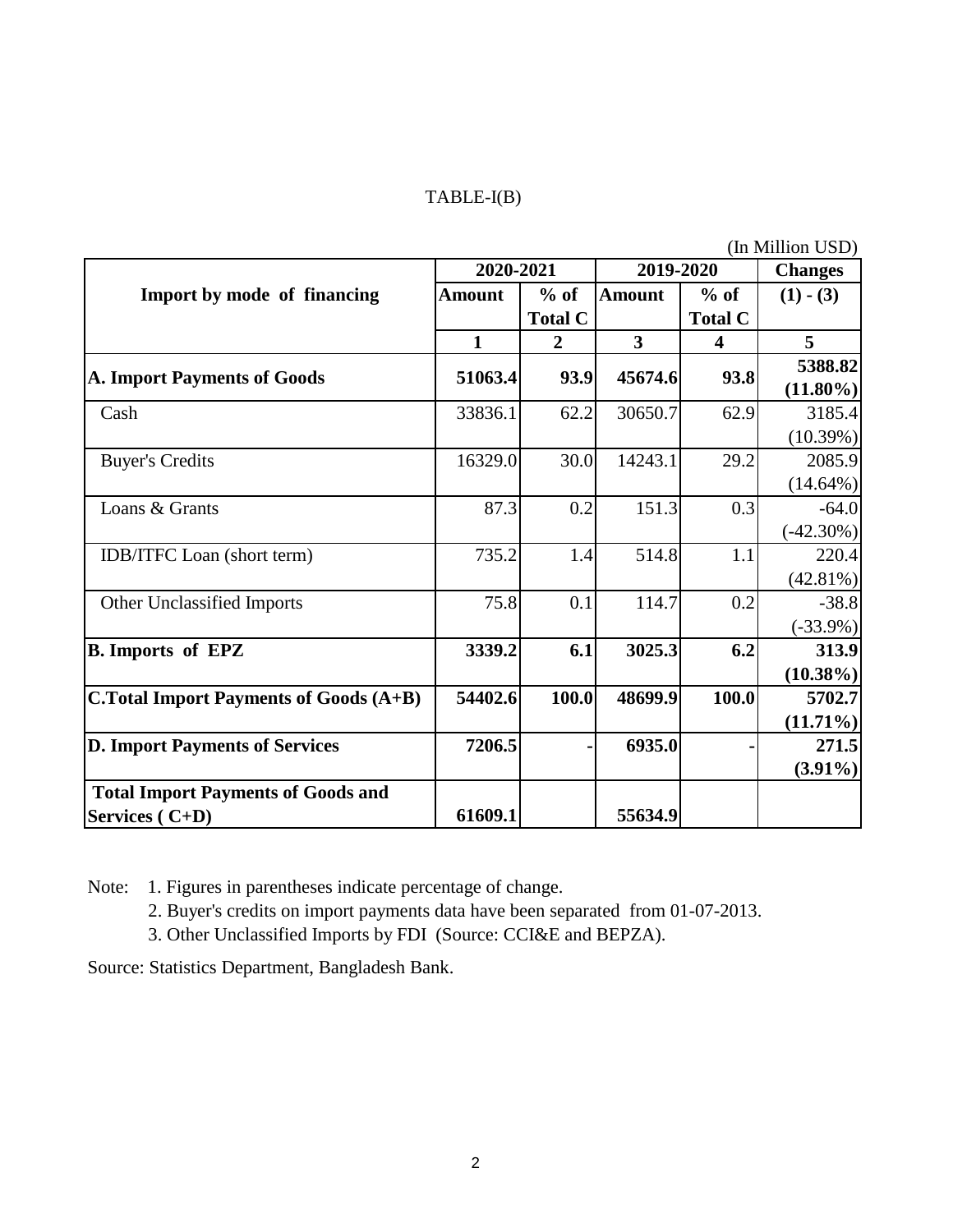TABLE-I(B)

(In Million USD)

| Import by mode of financing | 2020-2021 | | 2019-2020 | | Changes |
|---|---|---|---|---|---|
| | Amount | % of Total C | Amount | % of Total C | (1) - (3) |
| | 1 | 2 | 3 | 4 | 5 |
| **A. Import Payments of Goods** | **51063.4** | **93.9** | **45674.6** | **93.8** | **5388.82 (11.80%)** |
| Cash | 33836.1 | 62.2 | 30650.7 | 62.9 | 3185.4 (10.39%) |
| Buyer's Credits | 16329.0 | 30.0 | 14243.1 | 29.2 | 2085.9 (14.64%) |
| Loans & Grants | 87.3 | 0.2 | 151.3 | 0.3 | -64.0 (-42.30%) |
| IDB/ITFC Loan (short term) | 735.2 | 1.4 | 514.8 | 1.1 | 220.4 (42.81%) |
| Other Unclassified Imports | 75.8 | 0.1 | 114.7 | 0.2 | -38.8 (-33.9%) |
| **B. Imports of EPZ** | **3339.2** | **6.1** | **3025.3** | **6.2** | **313.9 (10.38%)** |
| **C.Total Import Payments of Goods (A+B)** | **54402.6** | **100.0** | **48699.9** | **100.0** | **5702.7 (11.71%)** |
| **D. Import Payments of Services** | **7206.5** | **-** | **6935.0** | **-** | **271.5 (3.91%)** |
| **Total Import Payments of Goods and Services ( C+D)** | **61609.1** | | **55634.9** | | |

Note: 1. Figures in parentheses indicate percentage of change.
2. Buyer's credits on import payments data have been separated from 01-07-2013.
3. Other Unclassified Imports by FDI (Source: CCI&E and BEPZA).

Source: Statistics Department, Bangladesh Bank.